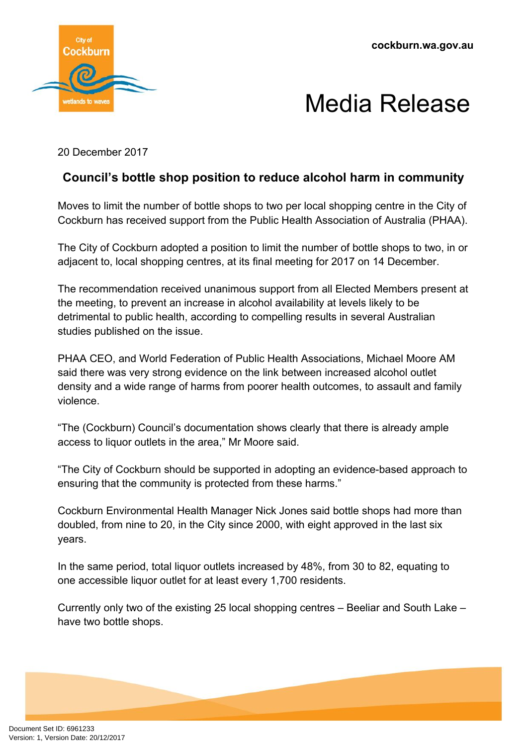cockburn.wa.gov.au

# Media Release

20 December 2017

## Council's bottle shop position to reduce alcohol harm in community

Moves to limit the number of bottle shops to two per local shopping centre in the City of Cockburn has received support from the Public Health Association of Australia (PHAA).

The City of Cockburn adopted a position to limit the number of bottle shops to two, in or adjacent to, local shopping centres, at its final meeting for 2017 on 14 December.

The recommendation received unanimous support from all Elected Members present at the meeting, to prevent an increase in alcohol availability at levels likely to be detrimental to public health, according to compelling results in several Australian studies published on the issue.

PHAA CEO, and World Federation of Public Health Associations, Michael Moore AM said there was very strong evidence on the link between increased alcohol outlet density and a wide range of harms from poorer health outcomes, to assault and family violence.

"The (Cockburn) Council's documentation shows clearly that there is already ample access to liquor outlets in the area," Mr Moore said.

"The City of Cockburn should be supported in adopting an evidence-based approach to ensuring that the community is protected from these harms."

Cockburn Environmental Health Manager Nick Jones said bottle shops had more than doubled, from nine to 20, in the City since 2000, with eight approved in the last six years.

In the same period, total liquor outlets increased by 48%, from 30 to 82, equating to one accessible liquor outlet for at least every 1,700 residents.

Currently only two of the existing 25 local shopping centres – Beeliar and South Lake – have two bottle shops.

Document Set ID: 6961233
Version: 1, Version Date: 20/12/2017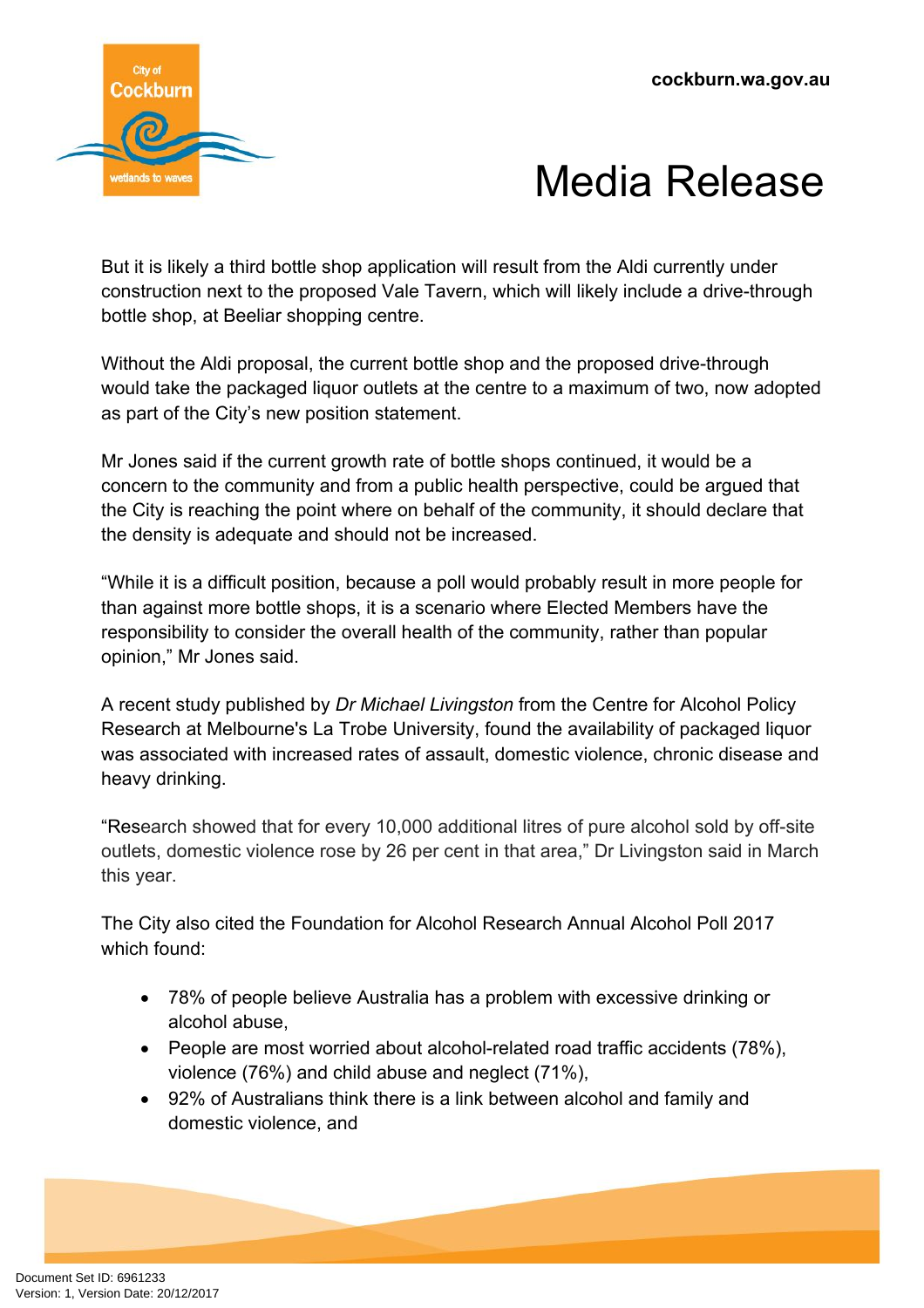But it is likely a third bottle shop application will result from the Aldi currently under construction next to the proposed Vale Tavern, which will likely include a drive-through bottle shop, at Beeliar shopping centre.

Without the Aldi proposal, the current bottle shop and the proposed drive-through would take the packaged liquor outlets at the centre to a maximum of two, now adopted as part of the City's new position statement.

Mr Jones said if the current growth rate of bottle shops continued, it would be a concern to the community and from a public health perspective, could be argued that the City is reaching the point where on behalf of the community, it should declare that the density is adequate and should not be increased.

"While it is a difficult position, because a poll would probably result in more people for than against more bottle shops, it is a scenario where Elected Members have the responsibility to consider the overall health of the community, rather than popular opinion," Mr Jones said.

A recent study published by *Dr Michael Livingston* from the Centre for Alcohol Policy Research at Melbourne's La Trobe University, found the availability of packaged liquor was associated with increased rates of assault, domestic violence, chronic disease and heavy drinking.

"Research showed that for every 10,000 additional litres of pure alcohol sold by off-site outlets, domestic violence rose by 26 per cent in that area," Dr Livingston said in March this year.

The City also cited the Foundation for Alcohol Research Annual Alcohol Poll 2017 which found:

- 78% of people believe Australia has a problem with excessive drinking or alcohol abuse,
- People are most worried about alcohol-related road traffic accidents (78%), violence (76%) and child abuse and neglect (71%),
- 92% of Australians think there is a link between alcohol and family and domestic violence, and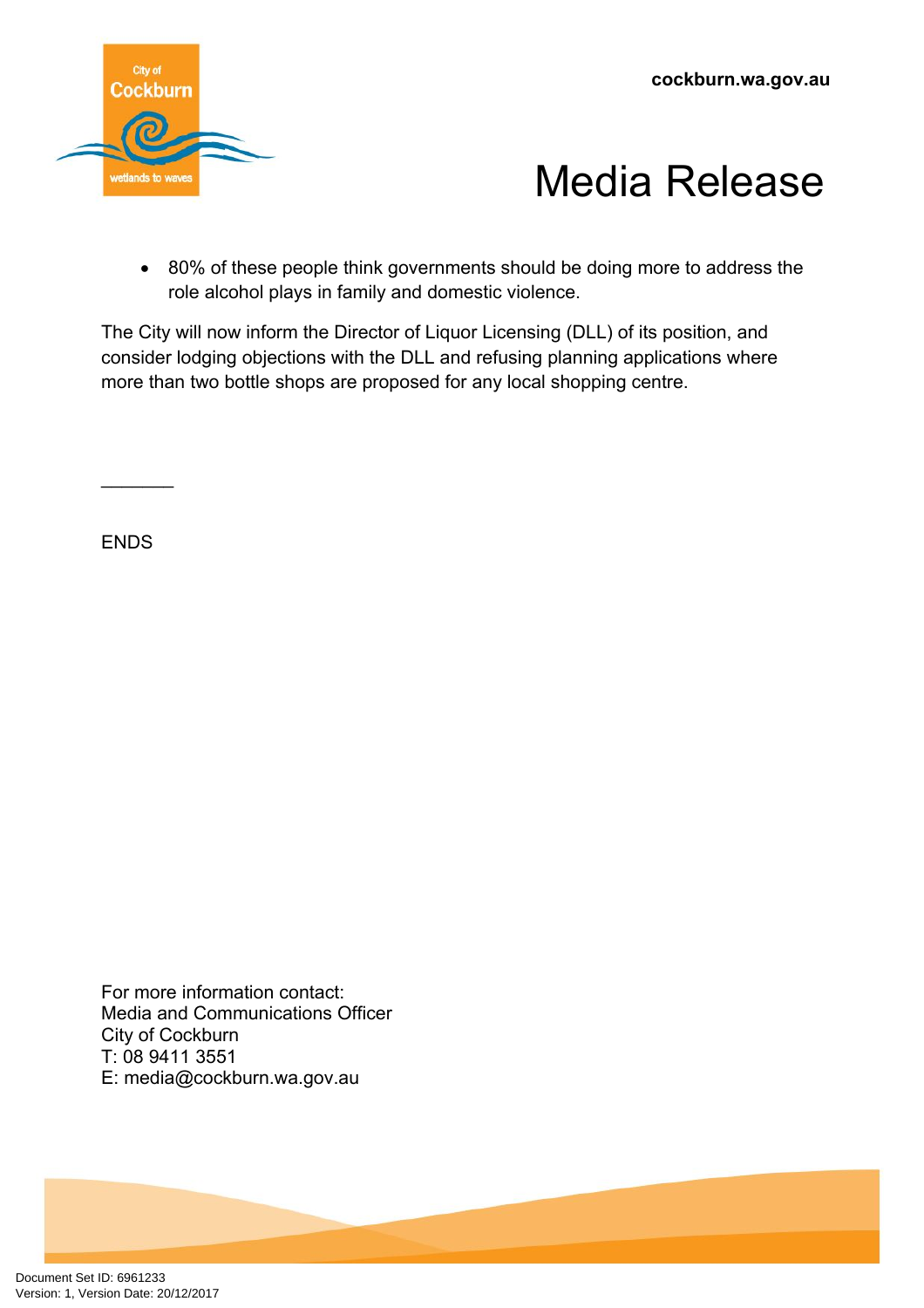- 80% of these people think governments should be doing more to address the role alcohol plays in family and domestic violence.

The City will now inform the Director of Liquor Licensing (DLL) of its position, and consider lodging objections with the DLL and refusing planning applications where more than two bottle shops are proposed for any local shopping centre.

_______

ENDS

For more information contact:
Media and Communications Officer
City of Cockburn
T: 08 9411 3551
E: media@cockburn.wa.gov.au